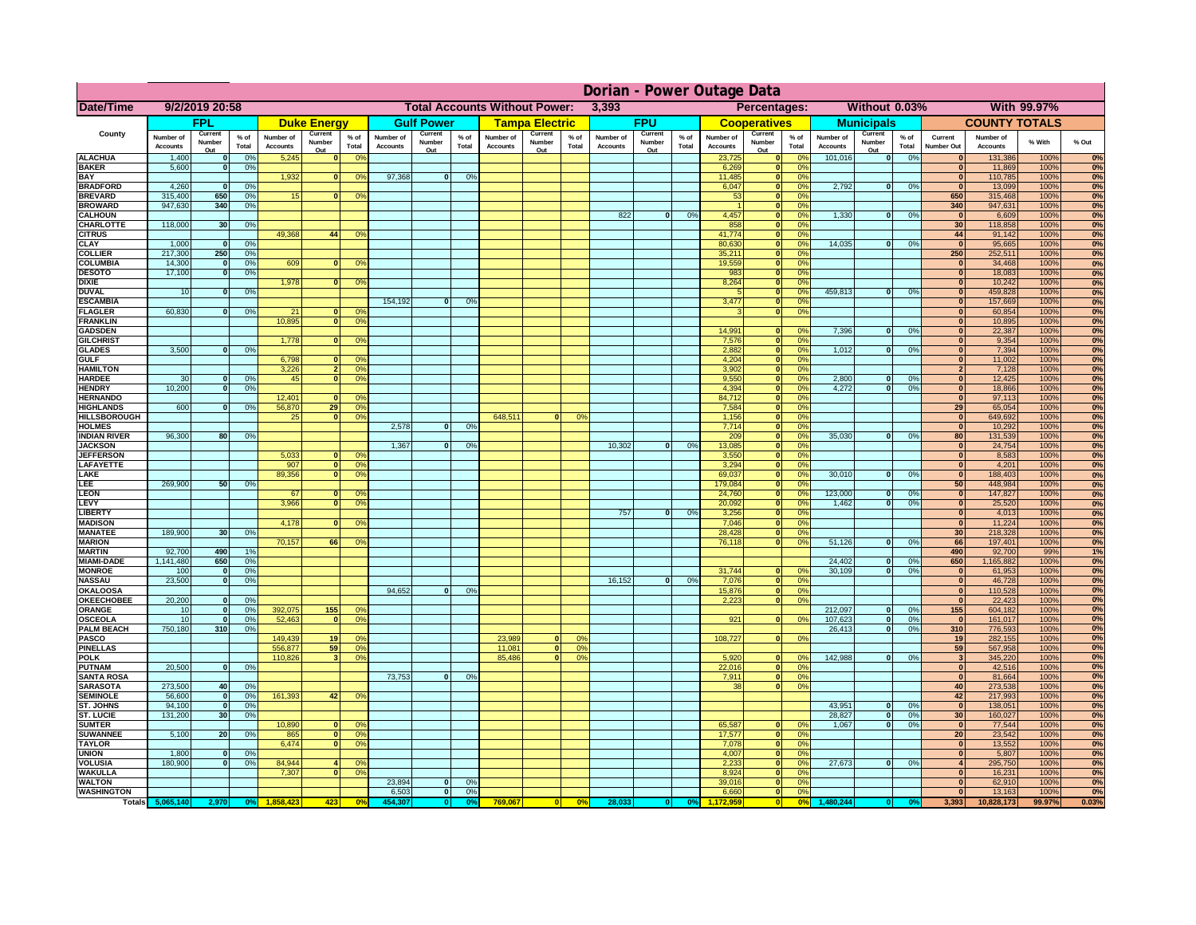# Dorian - Power Outage Data

| Date/Time | 9/2/2019 20:58 | | | | | | | Total Accounts Without Power: | | | 3,393 | | | | Percentages: | | | Without 0.03% | | | With 99.97% | | |
|---|---|---|---|---|---|---|---|---|---|---|---|---|---|---|---|---|---|---|---|---|---|---|---|---|
| | FPL | | | Duke Energy | | | Gulf Power | | | Tampa Electric | | | FPU | | | Cooperatives | | | Municipals | | | COUNTY TOTALS | | | |
| County | Number of Accounts | Current Number Out | % of Total | Number of Accounts | Current Number Out | % of Total | Number of Accounts | Current Number Out | % of Total | Number of Accounts | Current Number Out | % of Total | Number of Accounts | Current Number Out | % of Total | Number of Accounts | Current Number Out | % of Total | Number of Accounts | Current Number Out | % of Total | Current Number Out | Number of Accounts | % With | % Out |
| ALACHUA | 1,400 | 0 | 0% | 5,245 | 0 | 0% | | | | | | | | | | 23,725 | 0 | 0% | 101,016 | 0 | 0% | 0 | 131,386 | 100% | 0% |
| BAKER | 5,600 | 0 | 0% | | | | | | | | | | | | | 6,269 | 0 | 0% | | | | 0 | 11,869 | 100% | 0% |
| BAY | | | | 1,932 | 0 | 0% | 97,368 | 0 | 0% | | | | | | | 11,485 | 0 | 0% | | | | 0 | 110,785 | 100% | 0% |
| BRADFORD | 4,260 | 0 | 0% | | | | | | | | | | | | | 6,047 | 0 | 0% | 2,792 | 0 | 0% | 0 | 13,099 | 100% | 0% |
| BREVARD | 315,400 | 650 | 0% | 15 | 0 | 0% | | | | | | | | | | 53 | 0 | 0% | | | | 650 | 315,468 | 100% | 0% |
| BROWARD | 947,630 | 340 | 0% | | | | | | | | | | | | | 1 | 0 | 0% | | | | 340 | 947,631 | 100% | 0% |
| CALHOUN | | | | | | | | | | | | | 822 | 0 | 0% | 4,457 | 0 | 0% | 1,330 | 0 | 0% | 0 | 6,609 | 100% | 0% |
| CHARLOTTE | 118,000 | 30 | 0% | | | | | | | | | | | | | 858 | 0 | 0% | | | | 30 | 118,858 | 100% | 0% |
| CITRUS | | | | 49,368 | 44 | 0% | | | | | | | | | | 41,774 | 0 | 0% | | | | 44 | 91,142 | 100% | 0% |
| CLAY | 1,000 | 0 | 0% | | | | | | | | | | | | | 80,630 | 0 | 0% | 14,035 | 0 | 0% | 0 | 95,665 | 100% | 0% |
| COLLIER | 217,300 | 250 | 0% | | | | | | | | | | | | | 35,211 | 0 | 0% | | | | 250 | 252,511 | 100% | 0% |
| COLUMBIA | 14,300 | 0 | 0% | 609 | 0 | 0% | | | | | | | | | | 19,559 | 0 | 0% | | | | 0 | 34,468 | 100% | 0% |
| DESOTO | 17,100 | 0 | 0% | | | | | | | | | | | | | 983 | 0 | 0% | | | | 0 | 18,083 | 100% | 0% |
| DIXIE | | | | 1,978 | 0 | 0% | | | | | | | | | | 8,264 | 0 | 0% | | | | 0 | 10,242 | 100% | 0% |
| DUVAL | 10 | 0 | 0% | | | | | | | | | | | | | 5 | 0 | 0% | 459,813 | 0 | 0% | 0 | 459,828 | 100% | 0% |
| ESCAMBIA | | | | | | | 154,192 | 0 | 0% | | | | | | | 3,477 | 0 | 0% | | | | 0 | 157,669 | 100% | 0% |
| FLAGLER | 60,830 | 0 | 0% | 21 | 0 | 0% | | | | | | | | | | 3 | 0 | 0% | | | | 0 | 60,854 | 100% | 0% |
| FRANKLIN | | | | 10,895 | 0 | 0% | | | | | | | | | | | | | | | | 0 | 10,895 | 100% | 0% |
| GADSDEN | | | | | | | | | | | | | | | | 14,991 | 0 | 0% | 7,396 | 0 | 0% | 0 | 22,387 | 100% | 0% |
| GILCHRIST | | | | 1,778 | 0 | 0% | | | | | | | | | | 7,576 | 0 | 0% | | | | 0 | 9,354 | 100% | 0% |
| GLADES | 3,500 | 0 | 0% | | | | | | | | | | | | | 2,882 | 0 | 0% | 1,012 | 0 | 0% | 0 | 7,394 | 100% | 0% |
| GULF | | | | 6,798 | 0 | 0% | | | | | | | | | | 4,204 | 0 | 0% | | | | 0 | 11,002 | 100% | 0% |
| HAMILTON | | | | 3,226 | 2 | 0% | | | | | | | | | | 3,902 | 0 | 0% | | | | 2 | 7,128 | 100% | 0% |
| HARDEE | 30 | 0 | 0% | 45 | 0 | 0% | | | | | | | | | | 9,550 | 0 | 0% | 2,800 | 0 | 0% | 0 | 12,425 | 100% | 0% |
| HENDRY | 10,200 | 0 | 0% | | | | | | | | | | | | | 4,394 | 0 | 0% | 4,272 | 0 | 0% | 0 | 18,866 | 100% | 0% |
| HERNANDO | | | | 12,401 | 0 | 0% | | | | | | | | | | 84,712 | 0 | 0% | | | | 0 | 97,113 | 100% | 0% |
| HIGHLANDS | 600 | 0 | 0% | 56,870 | 29 | 0% | | | | | | | | | | 7,584 | 0 | 0% | | | | 29 | 65,054 | 100% | 0% |
| HILLSBOROUGH | | | | 25 | 0 | 0% | | | | 648,511 | 0 | 0% | | | | 1,156 | 0 | 0% | | | | 0 | 649,692 | 100% | 0% |
| HOLMES | | | | | | | 2,578 | 0 | 0% | | | | | | | 7,714 | 0 | 0% | | | | 0 | 10,292 | 100% | 0% |
| INDIAN RIVER | 96,300 | 80 | 0% | | | | | | | | | | | | | 209 | 0 | 0% | 35,030 | 0 | 0% | 80 | 131,539 | 100% | 0% |
| JACKSON | | | | | | | 1,367 | 0 | 0% | | | | 10,302 | 0 | 0% | 13,085 | 0 | 0% | | | | 0 | 24,754 | 100% | 0% |
| JEFFERSON | | | | 5,033 | 0 | 0% | | | | | | | | | | 3,550 | 0 | 0% | | | | 0 | 8,583 | 100% | 0% |
| LAFAYETTE | | | | 907 | 0 | 0% | | | | | | | | | | 3,294 | 0 | 0% | | | | 0 | 4,201 | 100% | 0% |
| LAKE | | | | 89,356 | 0 | 0% | | | | | | | | | | 69,037 | 0 | 0% | 30,010 | 0 | 0% | 0 | 188,403 | 100% | 0% |
| LEE | 269,900 | 50 | 0% | | | | | | | | | | | | | 179,084 | 0 | 0% | | | | 50 | 448,984 | 100% | 0% |
| LEON | | | | 67 | 0 | 0% | | | | | | | | | | 24,760 | 0 | 0% | 123,000 | 0 | 0% | 0 | 147,827 | 100% | 0% |
| LEVY | | | | 3,966 | 0 | 0% | | | | | | | | | | 20,092 | 0 | 0% | 1,462 | 0 | 0% | 0 | 25,520 | 100% | 0% |
| LIBERTY | | | | | | | | | | | | | 757 | 0 | 0% | 3,256 | 0 | 0% | | | | 0 | 4,013 | 100% | 0% |
| MADISON | | | | 4,178 | 0 | 0% | | | | | | | | | | 7,046 | 0 | 0% | | | | 0 | 11,224 | 100% | 0% |
| MANATEE | 189,900 | 30 | 0% | | | | | | | | | | | | | 28,428 | 0 | 0% | | | | 30 | 218,328 | 100% | 0% |
| MARION | | | | 70,157 | 66 | 0% | | | | | | | | | | 76,118 | 0 | 0% | 51,126 | 0 | 0% | 66 | 197,401 | 100% | 0% |
| MARTIN | 92,700 | 490 | 1% | | | | | | | | | | | | | | | | | | | 490 | 92,700 | 99% | 1% |
| MIAMI-DADE | 1,141,480 | 650 | 0% | | | | | | | | | | | | | | | | 24,402 | 0 | 0% | 650 | 1,165,882 | 100% | 0% |
| MONROE | 100 | 0 | 0% | | | | | | | | | | | | | 31,744 | 0 | 0% | 30,109 | 0 | 0% | 0 | 61,953 | 100% | 0% |
| NASSAU | 23,500 | 0 | 0% | | | | | | | | | | 16,152 | 0 | 0% | 7,076 | 0 | 0% | | | | 0 | 46,728 | 100% | 0% |
| OKALOOSA | | | | | | | 94,652 | 0 | 0% | | | | | | | 15,876 | 0 | 0% | | | | 0 | 110,528 | 100% | 0% |
| OKEECHOBEE | 20,200 | 0 | 0% | | | | | | | | | | | | | 2,223 | 0 | 0% | | | | 0 | 22,423 | 100% | 0% |
| ORANGE | 10 | 0 | 0% | 392,075 | 155 | 0% | | | | | | | | | | | | | 212,097 | 0 | 0% | 155 | 604,182 | 100% | 0% |
| OSCEOLA | 10 | 0 | 0% | 52,463 | 0 | 0% | | | | | | | | | | 921 | 0 | 0% | 107,623 | 0 | 0% | 0 | 161,017 | 100% | 0% |
| PALM BEACH | 750,180 | 310 | 0% | | | | | | | | | | | | | | | | 26,413 | 0 | 0% | 310 | 776,593 | 100% | 0% |
| PASCO | | | | 149,439 | 19 | 0% | | | | 23,989 | 0 | 0% | | | | 108,727 | 0 | 0% | | | | 19 | 282,155 | 100% | 0% |
| PINELLAS | | | | 556,877 | 59 | 0% | | | | 11,081 | 0 | 0% | | | | | | | | | | 59 | 567,958 | 100% | 0% |
| POLK | | | | 110,826 | 3 | 0% | | | | 85,486 | 0 | 0% | | | | 5,920 | 0 | 0% | 142,988 | 0 | 0% | 3 | 345,220 | 100% | 0% |
| PUTNAM | 20,500 | 0 | 0% | | | | | | | | | | | | | 22,016 | 0 | 0% | | | | 0 | 42,516 | 100% | 0% |
| SANTA ROSA | | | | | | | 73,753 | 0 | 0% | | | | | | | 7,911 | 0 | 0% | | | | 0 | 81,664 | 100% | 0% |
| SARASOTA | 273,500 | 40 | 0% | | | | | | | | | | | | | 38 | 0 | 0% | | | | 40 | 273,538 | 100% | 0% |
| SEMINOLE | 56,600 | 0 | 0% | 161,393 | 42 | 0% | | | | | | | | | | | | | | | | 42 | 217,993 | 100% | 0% |
| ST. JOHNS | 94,100 | 0 | 0% | | | | | | | | | | | | | | | | 43,951 | 0 | 0% | 0 | 138,051 | 100% | 0% |
| ST. LUCIE | 131,200 | 30 | 0% | | | | | | | | | | | | | | | | 28,827 | 0 | 0% | 30 | 160,027 | 100% | 0% |
| SUMTER | | | | 10,890 | 0 | 0% | | | | | | | | | | 65,587 | 0 | 0% | 1,067 | 0 | 0% | 0 | 77,544 | 100% | 0% |
| SUWANNEE | 5,100 | 20 | 0% | 865 | 0 | 0% | | | | | | | | | | 17,577 | 0 | 0% | | | | 20 | 23,542 | 100% | 0% |
| TAYLOR | | | | 6,474 | 0 | 0% | | | | | | | | | | 7,078 | 0 | 0% | | | | 0 | 13,552 | 100% | 0% |
| UNION | 1,800 | 0 | 0% | | | | | | | | | | | | | 4,007 | 0 | 0% | | | | 0 | 5,807 | 100% | 0% |
| VOLUSIA | 180,900 | 0 | 0% | 84,944 | 4 | 0% | | | | | | | | | | 2,233 | 0 | 0% | 27,673 | 0 | 0% | 4 | 295,750 | 100% | 0% |
| WAKULLA | | | | 7,307 | 0 | 0% | | | | | | | | | | 8,924 | 0 | 0% | | | | 0 | 16,231 | 100% | 0% |
| WALTON | | | | | | | 23,894 | 0 | 0% | | | | | | | 39,016 | 0 | 0% | | | | 0 | 62,910 | 100% | 0% |
| WASHINGTON | | | | | | | 6,503 | 0 | 0% | | | | | | | 6,660 | 0 | 0% | | | | 0 | 13,163 | 100% | 0% |
| Totals | 5,065,140 | 2,970 | 0% | 1,858,423 | 423 | 0% | 454,307 | 0 | 0% | 769,067 | 0 | 0% | 28,033 | 0 | 0% | 1,172,959 | 0 | 0% | 1,480,244 | 0 | 0% | 3,393 | 10,828,173 | 99.97% | 0.03% |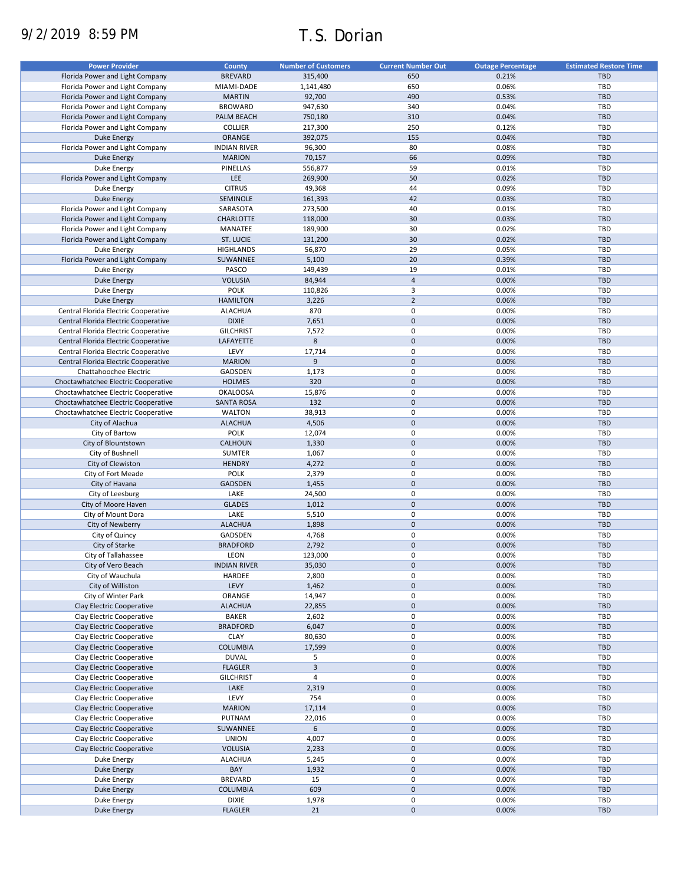9/2/2019 8:59 PM

# T.S. Dorian

| Power Provider | County | Number of Customers | Current Number Out | Outage Percentage | Estimated Restore Time |
|---|---|---|---|---|---|
| Florida Power and Light Company | BREVARD | 315,400 | 650 | 0.21% | TBD |
| Florida Power and Light Company | MIAMI-DADE | 1,141,480 | 650 | 0.06% | TBD |
| Florida Power and Light Company | MARTIN | 92,700 | 490 | 0.53% | TBD |
| Florida Power and Light Company | BROWARD | 947,630 | 340 | 0.04% | TBD |
| Florida Power and Light Company | PALM BEACH | 750,180 | 310 | 0.04% | TBD |
| Florida Power and Light Company | COLLIER | 217,300 | 250 | 0.12% | TBD |
| Duke Energy | ORANGE | 392,075 | 155 | 0.04% | TBD |
| Florida Power and Light Company | INDIAN RIVER | 96,300 | 80 | 0.08% | TBD |
| Duke Energy | MARION | 70,157 | 66 | 0.09% | TBD |
| Duke Energy | PINELLAS | 556,877 | 59 | 0.01% | TBD |
| Florida Power and Light Company | LEE | 269,900 | 50 | 0.02% | TBD |
| Duke Energy | CITRUS | 49,368 | 44 | 0.09% | TBD |
| Duke Energy | SEMINOLE | 161,393 | 42 | 0.03% | TBD |
| Florida Power and Light Company | SARASOTA | 273,500 | 40 | 0.01% | TBD |
| Florida Power and Light Company | CHARLOTTE | 118,000 | 30 | 0.03% | TBD |
| Florida Power and Light Company | MANATEE | 189,900 | 30 | 0.02% | TBD |
| Florida Power and Light Company | ST. LUCIE | 131,200 | 30 | 0.02% | TBD |
| Duke Energy | HIGHLANDS | 56,870 | 29 | 0.05% | TBD |
| Florida Power and Light Company | SUWANNEE | 5,100 | 20 | 0.39% | TBD |
| Duke Energy | PASCO | 149,439 | 19 | 0.01% | TBD |
| Duke Energy | VOLUSIA | 84,944 | 4 | 0.00% | TBD |
| Duke Energy | POLK | 110,826 | 3 | 0.00% | TBD |
| Duke Energy | HAMILTON | 3,226 | 2 | 0.06% | TBD |
| Central Florida Electric Cooperative | ALACHUA | 870 | 0 | 0.00% | TBD |
| Central Florida Electric Cooperative | DIXIE | 7,651 | 0 | 0.00% | TBD |
| Central Florida Electric Cooperative | GILCHRIST | 7,572 | 0 | 0.00% | TBD |
| Central Florida Electric Cooperative | LAFAYETTE | 8 | 0 | 0.00% | TBD |
| Central Florida Electric Cooperative | LEVY | 17,714 | 0 | 0.00% | TBD |
| Central Florida Electric Cooperative | MARION | 9 | 0 | 0.00% | TBD |
| Chattahoochee Electric | GADSDEN | 1,173 | 0 | 0.00% | TBD |
| Choctawhatchee Electric Cooperative | HOLMES | 320 | 0 | 0.00% | TBD |
| Choctawhatchee Electric Cooperative | OKALOOSA | 15,876 | 0 | 0.00% | TBD |
| Choctawhatchee Electric Cooperative | SANTA ROSA | 132 | 0 | 0.00% | TBD |
| Choctawhatchee Electric Cooperative | WALTON | 38,913 | 0 | 0.00% | TBD |
| City of Alachua | ALACHUA | 4,506 | 0 | 0.00% | TBD |
| City of Bartow | POLK | 12,074 | 0 | 0.00% | TBD |
| City of Blountstown | CALHOUN | 1,330 | 0 | 0.00% | TBD |
| City of Bushnell | SUMTER | 1,067 | 0 | 0.00% | TBD |
| City of Clewiston | HENDRY | 4,272 | 0 | 0.00% | TBD |
| City of Fort Meade | POLK | 2,379 | 0 | 0.00% | TBD |
| City of Havana | GADSDEN | 1,455 | 0 | 0.00% | TBD |
| City of Leesburg | LAKE | 24,500 | 0 | 0.00% | TBD |
| City of Moore Haven | GLADES | 1,012 | 0 | 0.00% | TBD |
| City of Mount Dora | LAKE | 5,510 | 0 | 0.00% | TBD |
| City of Newberry | ALACHUA | 1,898 | 0 | 0.00% | TBD |
| City of Quincy | GADSDEN | 4,768 | 0 | 0.00% | TBD |
| City of Starke | BRADFORD | 2,792 | 0 | 0.00% | TBD |
| City of Tallahassee | LEON | 123,000 | 0 | 0.00% | TBD |
| City of Vero Beach | INDIAN RIVER | 35,030 | 0 | 0.00% | TBD |
| City of Wauchula | HARDEE | 2,800 | 0 | 0.00% | TBD |
| City of Williston | LEVY | 1,462 | 0 | 0.00% | TBD |
| City of Winter Park | ORANGE | 14,947 | 0 | 0.00% | TBD |
| Clay Electric Cooperative | ALACHUA | 22,855 | 0 | 0.00% | TBD |
| Clay Electric Cooperative | BAKER | 2,602 | 0 | 0.00% | TBD |
| Clay Electric Cooperative | BRADFORD | 6,047 | 0 | 0.00% | TBD |
| Clay Electric Cooperative | CLAY | 80,630 | 0 | 0.00% | TBD |
| Clay Electric Cooperative | COLUMBIA | 17,599 | 0 | 0.00% | TBD |
| Clay Electric Cooperative | DUVAL | 5 | 0 | 0.00% | TBD |
| Clay Electric Cooperative | FLAGLER | 3 | 0 | 0.00% | TBD |
| Clay Electric Cooperative | GILCHRIST | 4 | 0 | 0.00% | TBD |
| Clay Electric Cooperative | LAKE | 2,319 | 0 | 0.00% | TBD |
| Clay Electric Cooperative | LEVY | 754 | 0 | 0.00% | TBD |
| Clay Electric Cooperative | MARION | 17,114 | 0 | 0.00% | TBD |
| Clay Electric Cooperative | PUTNAM | 22,016 | 0 | 0.00% | TBD |
| Clay Electric Cooperative | SUWANNEE | 6 | 0 | 0.00% | TBD |
| Clay Electric Cooperative | UNION | 4,007 | 0 | 0.00% | TBD |
| Clay Electric Cooperative | VOLUSIA | 2,233 | 0 | 0.00% | TBD |
| Duke Energy | ALACHUA | 5,245 | 0 | 0.00% | TBD |
| Duke Energy | BAY | 1,932 | 0 | 0.00% | TBD |
| Duke Energy | BREVARD | 15 | 0 | 0.00% | TBD |
| Duke Energy | COLUMBIA | 609 | 0 | 0.00% | TBD |
| Duke Energy | DIXIE | 1,978 | 0 | 0.00% | TBD |
| Duke Energy | FLAGLER | 21 | 0 | 0.00% | TBD |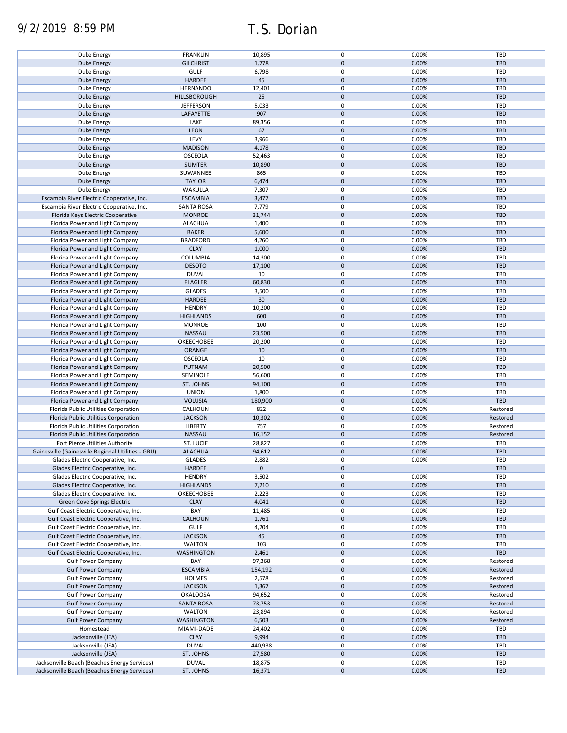# 9/2/2019 8:59 PM T.S. Dorian

| | | | | | |
|---|---|---|---|---|---|
| Duke Energy | FRANKLIN | 10,895 | 0 | 0.00% | TBD |
| Duke Energy | GILCHRIST | 1,778 | 0 | 0.00% | TBD |
| Duke Energy | GULF | 6,798 | 0 | 0.00% | TBD |
| Duke Energy | HARDEE | 45 | 0 | 0.00% | TBD |
| Duke Energy | HERNANDO | 12,401 | 0 | 0.00% | TBD |
| Duke Energy | HILLSBOROUGH | 25 | 0 | 0.00% | TBD |
| Duke Energy | JEFFERSON | 5,033 | 0 | 0.00% | TBD |
| Duke Energy | LAFAYETTE | 907 | 0 | 0.00% | TBD |
| Duke Energy | LAKE | 89,356 | 0 | 0.00% | TBD |
| Duke Energy | LEON | 67 | 0 | 0.00% | TBD |
| Duke Energy | LEVY | 3,966 | 0 | 0.00% | TBD |
| Duke Energy | MADISON | 4,178 | 0 | 0.00% | TBD |
| Duke Energy | OSCEOLA | 52,463 | 0 | 0.00% | TBD |
| Duke Energy | SUMTER | 10,890 | 0 | 0.00% | TBD |
| Duke Energy | SUWANNEE | 865 | 0 | 0.00% | TBD |
| Duke Energy | TAYLOR | 6,474 | 0 | 0.00% | TBD |
| Duke Energy | WAKULLA | 7,307 | 0 | 0.00% | TBD |
| Escambia River Electric Cooperative, Inc. | ESCAMBIA | 3,477 | 0 | 0.00% | TBD |
| Escambia River Electric Cooperative, Inc. | SANTA ROSA | 7,779 | 0 | 0.00% | TBD |
| Florida Keys Electric Cooperative | MONROE | 31,744 | 0 | 0.00% | TBD |
| Florida Power and Light Company | ALACHUA | 1,400 | 0 | 0.00% | TBD |
| Florida Power and Light Company | BAKER | 5,600 | 0 | 0.00% | TBD |
| Florida Power and Light Company | BRADFORD | 4,260 | 0 | 0.00% | TBD |
| Florida Power and Light Company | CLAY | 1,000 | 0 | 0.00% | TBD |
| Florida Power and Light Company | COLUMBIA | 14,300 | 0 | 0.00% | TBD |
| Florida Power and Light Company | DESOTO | 17,100 | 0 | 0.00% | TBD |
| Florida Power and Light Company | DUVAL | 10 | 0 | 0.00% | TBD |
| Florida Power and Light Company | FLAGLER | 60,830 | 0 | 0.00% | TBD |
| Florida Power and Light Company | GLADES | 3,500 | 0 | 0.00% | TBD |
| Florida Power and Light Company | HARDEE | 30 | 0 | 0.00% | TBD |
| Florida Power and Light Company | HENDRY | 10,200 | 0 | 0.00% | TBD |
| Florida Power and Light Company | HIGHLANDS | 600 | 0 | 0.00% | TBD |
| Florida Power and Light Company | MONROE | 100 | 0 | 0.00% | TBD |
| Florida Power and Light Company | NASSAU | 23,500 | 0 | 0.00% | TBD |
| Florida Power and Light Company | OKEECHOBEE | 20,200 | 0 | 0.00% | TBD |
| Florida Power and Light Company | ORANGE | 10 | 0 | 0.00% | TBD |
| Florida Power and Light Company | OSCEOLA | 10 | 0 | 0.00% | TBD |
| Florida Power and Light Company | PUTNAM | 20,500 | 0 | 0.00% | TBD |
| Florida Power and Light Company | SEMINOLE | 56,600 | 0 | 0.00% | TBD |
| Florida Power and Light Company | ST. JOHNS | 94,100 | 0 | 0.00% | TBD |
| Florida Power and Light Company | UNION | 1,800 | 0 | 0.00% | TBD |
| Florida Power and Light Company | VOLUSIA | 180,900 | 0 | 0.00% | TBD |
| Florida Public Utilities Corporation | CALHOUN | 822 | 0 | 0.00% | Restored |
| Florida Public Utilities Corporation | JACKSON | 10,302 | 0 | 0.00% | Restored |
| Florida Public Utilities Corporation | LIBERTY | 757 | 0 | 0.00% | Restored |
| Florida Public Utilities Corporation | NASSAU | 16,152 | 0 | 0.00% | Restored |
| Fort Pierce Utilities Authority | ST. LUCIE | 28,827 | 0 | 0.00% | TBD |
| Gainesville (Gainesville Regional Utilities - GRU) | ALACHUA | 94,612 | 0 | 0.00% | TBD |
| Glades Electric Cooperative, Inc. | GLADES | 2,882 | 0 | 0.00% | TBD |
| Glades Electric Cooperative, Inc. | HARDEE | 0 | 0 | | TBD |
| Glades Electric Cooperative, Inc. | HENDRY | 3,502 | 0 | 0.00% | TBD |
| Glades Electric Cooperative, Inc. | HIGHLANDS | 7,210 | 0 | 0.00% | TBD |
| Glades Electric Cooperative, Inc. | OKEECHOBEE | 2,223 | 0 | 0.00% | TBD |
| Green Cove Springs Electric | CLAY | 4,041 | 0 | 0.00% | TBD |
| Gulf Coast Electric Cooperative, Inc. | BAY | 11,485 | 0 | 0.00% | TBD |
| Gulf Coast Electric Cooperative, Inc. | CALHOUN | 1,761 | 0 | 0.00% | TBD |
| Gulf Coast Electric Cooperative, Inc. | GULF | 4,204 | 0 | 0.00% | TBD |
| Gulf Coast Electric Cooperative, Inc. | JACKSON | 45 | 0 | 0.00% | TBD |
| Gulf Coast Electric Cooperative, Inc. | WALTON | 103 | 0 | 0.00% | TBD |
| Gulf Coast Electric Cooperative, Inc. | WASHINGTON | 2,461 | 0 | 0.00% | TBD |
| Gulf Power Company | BAY | 97,368 | 0 | 0.00% | Restored |
| Gulf Power Company | ESCAMBIA | 154,192 | 0 | 0.00% | Restored |
| Gulf Power Company | HOLMES | 2,578 | 0 | 0.00% | Restored |
| Gulf Power Company | JACKSON | 1,367 | 0 | 0.00% | Restored |
| Gulf Power Company | OKALOOSA | 94,652 | 0 | 0.00% | Restored |
| Gulf Power Company | SANTA ROSA | 73,753 | 0 | 0.00% | Restored |
| Gulf Power Company | WALTON | 23,894 | 0 | 0.00% | Restored |
| Gulf Power Company | WASHINGTON | 6,503 | 0 | 0.00% | Restored |
| Homestead | MIAMI-DADE | 24,402 | 0 | 0.00% | TBD |
| Jacksonville (JEA) | CLAY | 9,994 | 0 | 0.00% | TBD |
| Jacksonville (JEA) | DUVAL | 440,938 | 0 | 0.00% | TBD |
| Jacksonville (JEA) | ST. JOHNS | 27,580 | 0 | 0.00% | TBD |
| Jacksonville Beach (Beaches Energy Services) | DUVAL | 18,875 | 0 | 0.00% | TBD |
| Jacksonville Beach (Beaches Energy Services) | ST. JOHNS | 16,371 | 0 | 0.00% | TBD |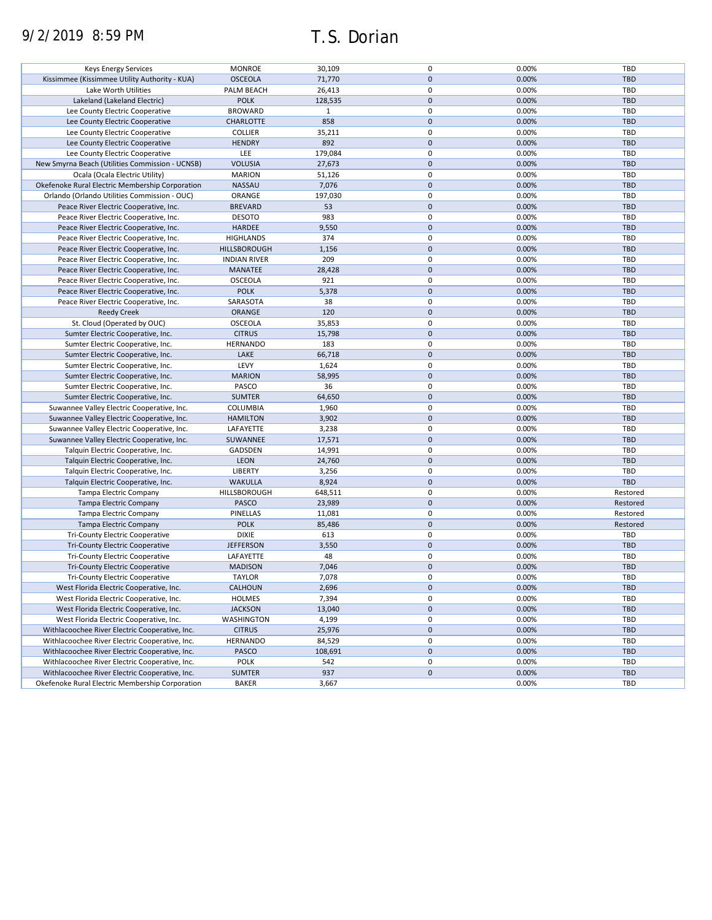| | | | | | |
|---|---|---|---|---|---|
| Keys Energy Services | MONROE | 30,109 | 0 | 0.00% | TBD |
| Kissimmee (Kissimmee Utility Authority - KUA) | OSCEOLA | 71,770 | 0 | 0.00% | TBD |
| Lake Worth Utilities | PALM BEACH | 26,413 | 0 | 0.00% | TBD |
| Lakeland (Lakeland Electric) | POLK | 128,535 | 0 | 0.00% | TBD |
| Lee County Electric Cooperative | BROWARD | 1 | 0 | 0.00% | TBD |
| Lee County Electric Cooperative | CHARLOTTE | 858 | 0 | 0.00% | TBD |
| Lee County Electric Cooperative | COLLIER | 35,211 | 0 | 0.00% | TBD |
| Lee County Electric Cooperative | HENDRY | 892 | 0 | 0.00% | TBD |
| Lee County Electric Cooperative | LEE | 179,084 | 0 | 0.00% | TBD |
| New Smyrna Beach (Utilities Commission - UCNSB) | VOLUSIA | 27,673 | 0 | 0.00% | TBD |
| Ocala (Ocala Electric Utility) | MARION | 51,126 | 0 | 0.00% | TBD |
| Okefenoke Rural Electric Membership Corporation | NASSAU | 7,076 | 0 | 0.00% | TBD |
| Orlando (Orlando Utilities Commission - OUC) | ORANGE | 197,030 | 0 | 0.00% | TBD |
| Peace River Electric Cooperative, Inc. | BREVARD | 53 | 0 | 0.00% | TBD |
| Peace River Electric Cooperative, Inc. | DESOTO | 983 | 0 | 0.00% | TBD |
| Peace River Electric Cooperative, Inc. | HARDEE | 9,550 | 0 | 0.00% | TBD |
| Peace River Electric Cooperative, Inc. | HIGHLANDS | 374 | 0 | 0.00% | TBD |
| Peace River Electric Cooperative, Inc. | HILLSBOROUGH | 1,156 | 0 | 0.00% | TBD |
| Peace River Electric Cooperative, Inc. | INDIAN RIVER | 209 | 0 | 0.00% | TBD |
| Peace River Electric Cooperative, Inc. | MANATEE | 28,428 | 0 | 0.00% | TBD |
| Peace River Electric Cooperative, Inc. | OSCEOLA | 921 | 0 | 0.00% | TBD |
| Peace River Electric Cooperative, Inc. | POLK | 5,378 | 0 | 0.00% | TBD |
| Peace River Electric Cooperative, Inc. | SARASOTA | 38 | 0 | 0.00% | TBD |
| Reedy Creek | ORANGE | 120 | 0 | 0.00% | TBD |
| St. Cloud (Operated by OUC) | OSCEOLA | 35,853 | 0 | 0.00% | TBD |
| Sumter Electric Cooperative, Inc. | CITRUS | 15,798 | 0 | 0.00% | TBD |
| Sumter Electric Cooperative, Inc. | HERNANDO | 183 | 0 | 0.00% | TBD |
| Sumter Electric Cooperative, Inc. | LAKE | 66,718 | 0 | 0.00% | TBD |
| Sumter Electric Cooperative, Inc. | LEVY | 1,624 | 0 | 0.00% | TBD |
| Sumter Electric Cooperative, Inc. | MARION | 58,995 | 0 | 0.00% | TBD |
| Sumter Electric Cooperative, Inc. | PASCO | 36 | 0 | 0.00% | TBD |
| Sumter Electric Cooperative, Inc. | SUMTER | 64,650 | 0 | 0.00% | TBD |
| Suwannee Valley Electric Cooperative, Inc. | COLUMBIA | 1,960 | 0 | 0.00% | TBD |
| Suwannee Valley Electric Cooperative, Inc. | HAMILTON | 3,902 | 0 | 0.00% | TBD |
| Suwannee Valley Electric Cooperative, Inc. | LAFAYETTE | 3,238 | 0 | 0.00% | TBD |
| Suwannee Valley Electric Cooperative, Inc. | SUWANNEE | 17,571 | 0 | 0.00% | TBD |
| Talquin Electric Cooperative, Inc. | GADSDEN | 14,991 | 0 | 0.00% | TBD |
| Talquin Electric Cooperative, Inc. | LEON | 24,760 | 0 | 0.00% | TBD |
| Talquin Electric Cooperative, Inc. | LIBERTY | 3,256 | 0 | 0.00% | TBD |
| Talquin Electric Cooperative, Inc. | WAKULLA | 8,924 | 0 | 0.00% | TBD |
| Tampa Electric Company | HILLSBOROUGH | 648,511 | 0 | 0.00% | Restored |
| Tampa Electric Company | PASCO | 23,989 | 0 | 0.00% | Restored |
| Tampa Electric Company | PINELLAS | 11,081 | 0 | 0.00% | Restored |
| Tampa Electric Company | POLK | 85,486 | 0 | 0.00% | Restored |
| Tri-County Electric Cooperative | DIXIE | 613 | 0 | 0.00% | TBD |
| Tri-County Electric Cooperative | JEFFERSON | 3,550 | 0 | 0.00% | TBD |
| Tri-County Electric Cooperative | LAFAYETTE | 48 | 0 | 0.00% | TBD |
| Tri-County Electric Cooperative | MADISON | 7,046 | 0 | 0.00% | TBD |
| Tri-County Electric Cooperative | TAYLOR | 7,078 | 0 | 0.00% | TBD |
| West Florida Electric Cooperative, Inc. | CALHOUN | 2,696 | 0 | 0.00% | TBD |
| West Florida Electric Cooperative, Inc. | HOLMES | 7,394 | 0 | 0.00% | TBD |
| West Florida Electric Cooperative, Inc. | JACKSON | 13,040 | 0 | 0.00% | TBD |
| West Florida Electric Cooperative, Inc. | WASHINGTON | 4,199 | 0 | 0.00% | TBD |
| Withlacoochee River Electric Cooperative, Inc. | CITRUS | 25,976 | 0 | 0.00% | TBD |
| Withlacoochee River Electric Cooperative, Inc. | HERNANDO | 84,529 | 0 | 0.00% | TBD |
| Withlacoochee River Electric Cooperative, Inc. | PASCO | 108,691 | 0 | 0.00% | TBD |
| Withlacoochee River Electric Cooperative, Inc. | POLK | 542 | 0 | 0.00% | TBD |
| Withlacoochee River Electric Cooperative, Inc. | SUMTER | 937 | 0 | 0.00% | TBD |
| Okefenoke Rural Electric Membership Corporation | BAKER | 3,667 | | 0.00% | TBD |